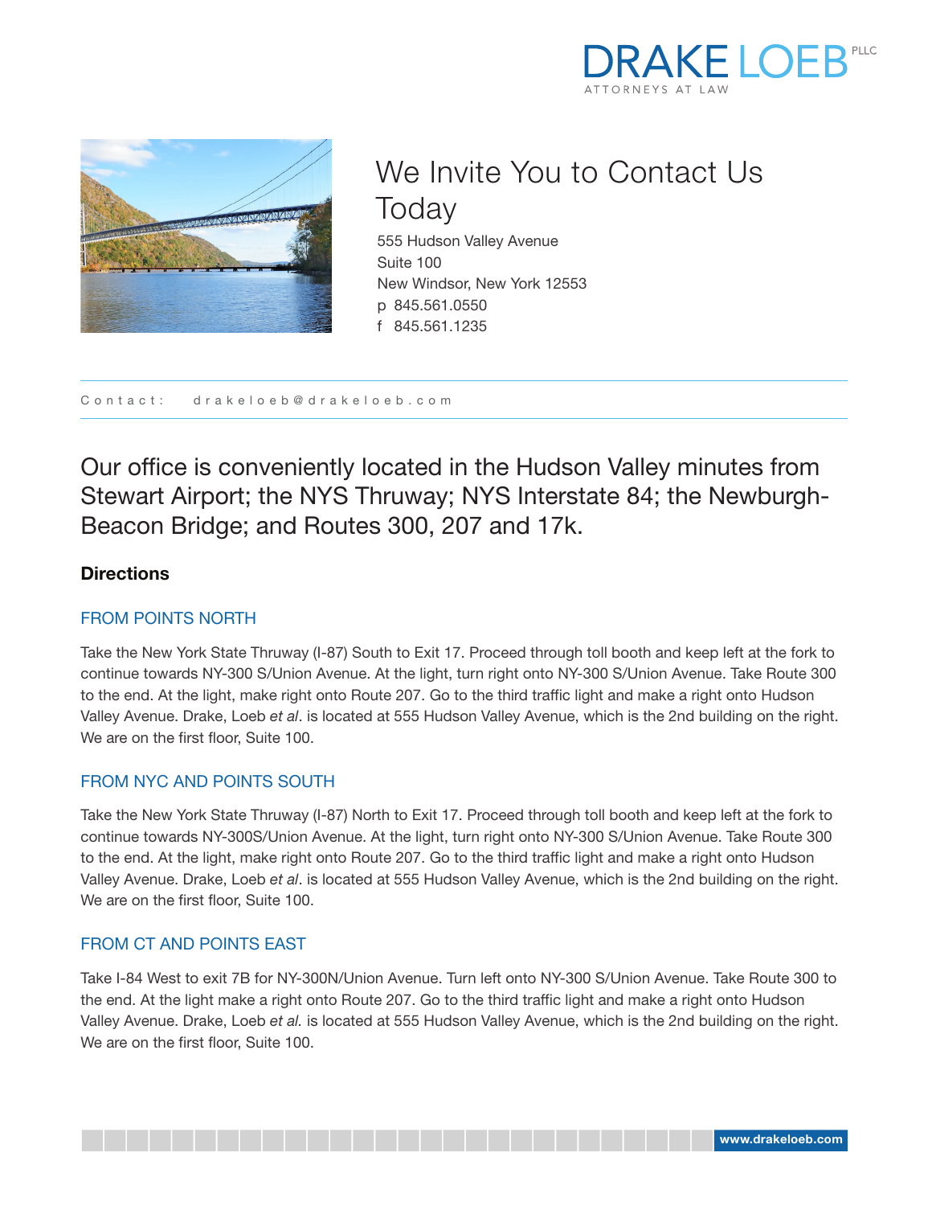DRAKE LOEB PLLC
ATTORNEYS AT LAW

# We Invite You to Contact Us Today

555 Hudson Valley Avenue
Suite 100
New Windsor, New York 12553
p 845.561.0550
f 845.561.1235

Contact: drakeloeb@drakeloeb.com

Our office is conveniently located in the Hudson Valley minutes from Stewart Airport; the NYS Thruway; NYS Interstate 84; the Newburgh-Beacon Bridge; and Routes 300, 207 and 17k.

## Directions

### FROM POINTS NORTH

Take the New York State Thruway (I-87) South to Exit 17. Proceed through toll booth and keep left at the fork to continue towards NY-300 S/Union Avenue. At the light, turn right onto NY-300 S/Union Avenue. Take Route 300 to the end. At the light, make right onto Route 207. Go to the third traffic light and make a right onto Hudson Valley Avenue. Drake, Loeb *et al*. is located at 555 Hudson Valley Avenue, which is the 2nd building on the right. We are on the first floor, Suite 100.

### FROM NYC AND POINTS SOUTH

Take the New York State Thruway (I-87) North to Exit 17. Proceed through toll booth and keep left at the fork to continue towards NY-300S/Union Avenue. At the light, turn right onto NY-300 S/Union Avenue. Take Route 300 to the end. At the light, make right onto Route 207. Go to the third traffic light and make a right onto Hudson Valley Avenue. Drake, Loeb *et al*. is located at 555 Hudson Valley Avenue, which is the 2nd building on the right. We are on the first floor, Suite 100.

### FROM CT AND POINTS EAST

Take I-84 West to exit 7B for NY-300N/Union Avenue. Turn left onto NY-300 S/Union Avenue. Take Route 300 to the end. At the light make a right onto Route 207. Go to the third traffic light and make a right onto Hudson Valley Avenue. Drake, Loeb *et al.* is located at 555 Hudson Valley Avenue, which is the 2nd building on the right. We are on the first floor, Suite 100.

www.drakeloeb.com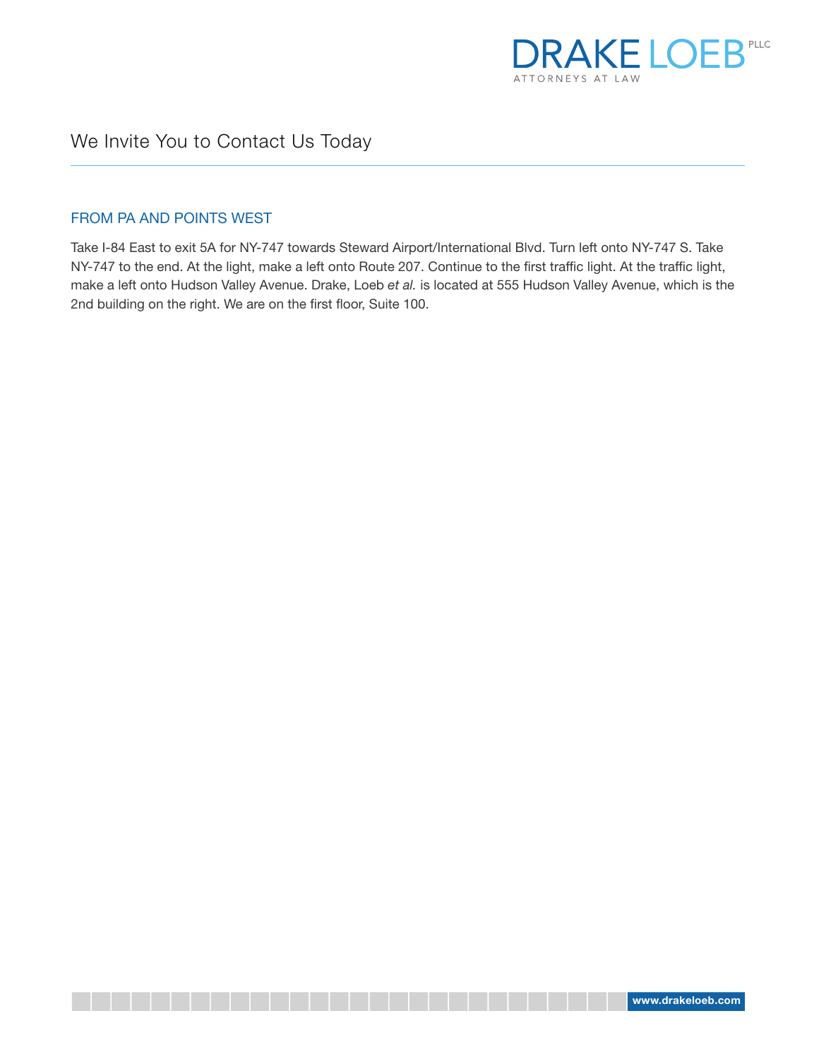## We Invite You to Contact Us Today

### FROM PA AND POINTS WEST

Take I-84 East to exit 5A for NY-747 towards Steward Airport/International Blvd. Turn left onto NY-747 S. Take NY-747 to the end. At the light, make a left onto Route 207. Continue to the first traffic light. At the traffic light, make a left onto Hudson Valley Avenue. Drake, Loeb *et al.* is located at 555 Hudson Valley Avenue, which is the 2nd building on the right. We are on the first floor, Suite 100.